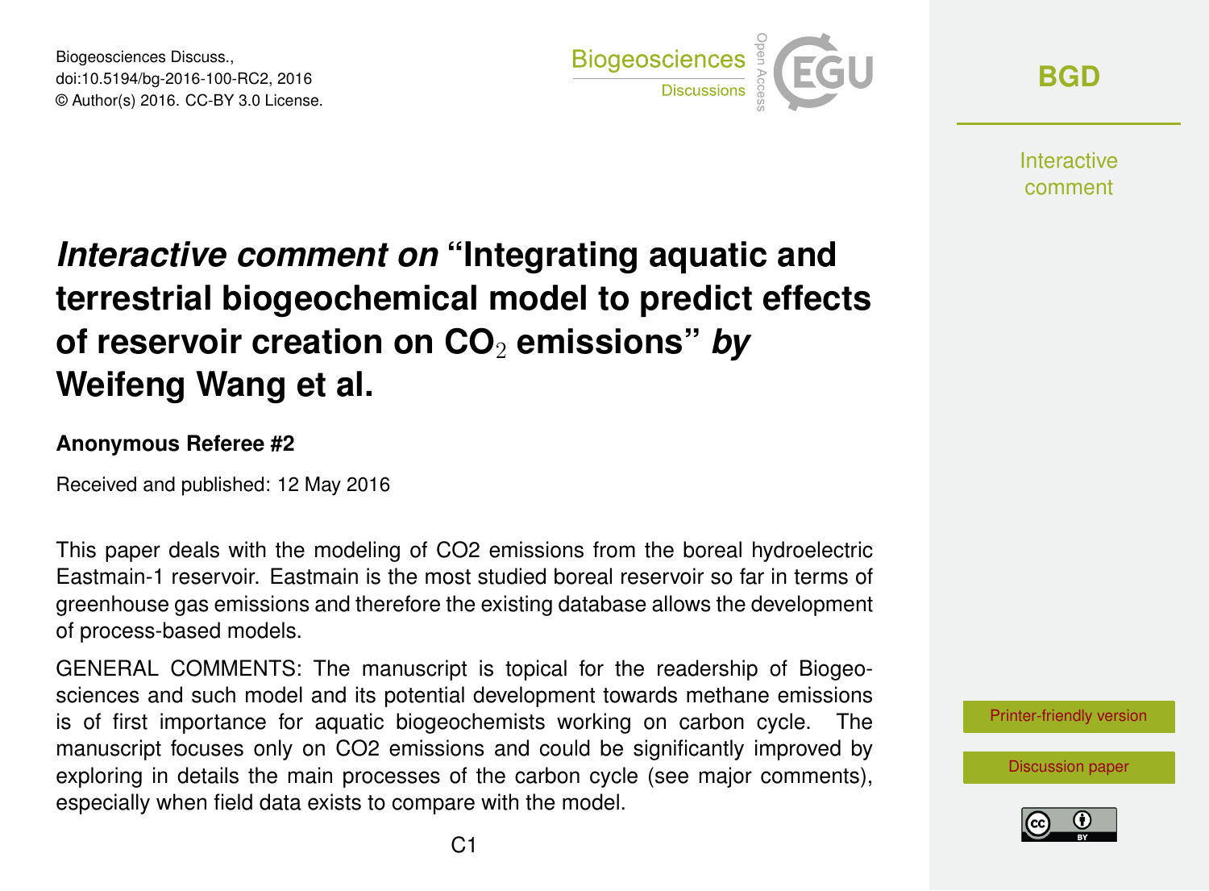# *Interactive comment on* "Integrating aquatic and terrestrial biogeochemical model to predict effects of reservoir creation on $CO_2$ emissions" *by* Weifeng Wang et al.

**Anonymous Referee #2**

Received and published: 12 May 2016

This paper deals with the modeling of CO2 emissions from the boreal hydroelectric Eastmain-1 reservoir. Eastmain is the most studied boreal reservoir so far in terms of greenhouse gas emissions and therefore the existing database allows the development of process-based models.

GENERAL COMMENTS: The manuscript is topical for the readership of Biogeosciences and such model and its potential development towards methane emissions is of first importance for aquatic biogeochemists working on carbon cycle. The manuscript focuses only on CO2 emissions and could be significantly improved by exploring in details the main processes of the carbon cycle (see major comments), especially when field data exists to compare with the model.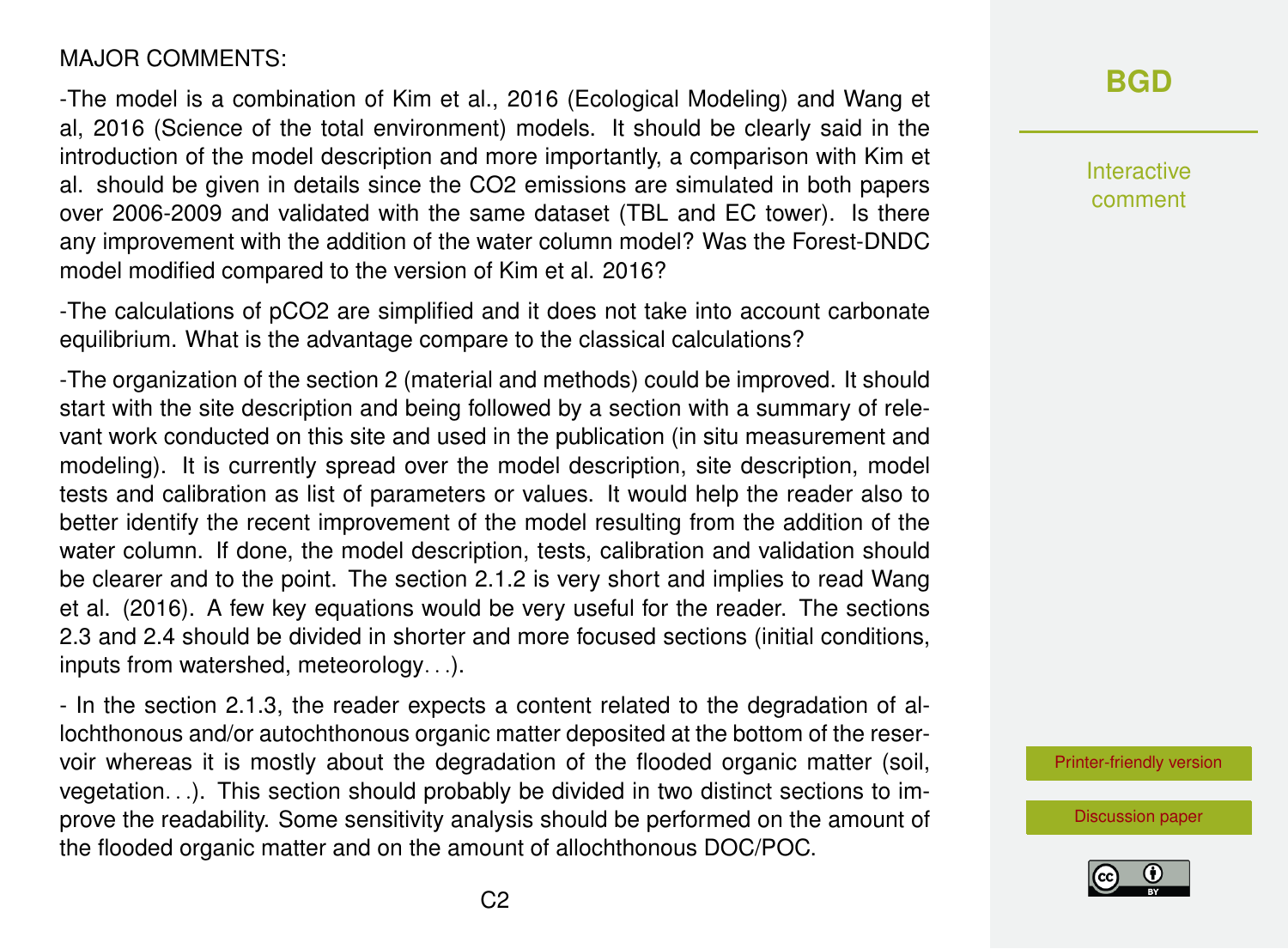MAJOR COMMENTS:

-The model is a combination of Kim et al., 2016 (Ecological Modeling) and Wang et al, 2016 (Science of the total environment) models. It should be clearly said in the introduction of the model description and more importantly, a comparison with Kim et al. should be given in details since the $CO_2$ emissions are simulated in both papers over 2006-2009 and validated with the same dataset (TBL and EC tower). Is there any improvement with the addition of the water column model? Was the Forest-DNDC model modified compared to the version of Kim et al. 2016?

-The calculations of $pCO_2$ are simplified and it does not take into account carbonate equilibrium. What is the advantage compare to the classical calculations?

-The organization of the section 2 (material and methods) could be improved. It should start with the site description and being followed by a section with a summary of relevant work conducted on this site and used in the publication (in situ measurement and modeling). It is currently spread over the model description, site description, model tests and calibration as list of parameters or values. It would help the reader also to better identify the recent improvement of the model resulting from the addition of the water column. If done, the model description, tests, calibration and validation should be clearer and to the point. The section 2.1.2 is very short and implies to read Wang et al. (2016). A few key equations would be very useful for the reader. The sections 2.3 and 2.4 should be divided in shorter and more focused sections (initial conditions, inputs from watershed, meteorology. . .).

- In the section 2.1.3, the reader expects a content related to the degradation of allochthonous and/or autochthonous organic matter deposited at the bottom of the reservoir whereas it is mostly about the degradation of the flooded organic matter (soil, vegetation. . .). This section should probably be divided in two distinct sections to improve the readability. Some sensitivity analysis should be performed on the amount of the flooded organic matter and on the amount of allochthonous DOC/POC.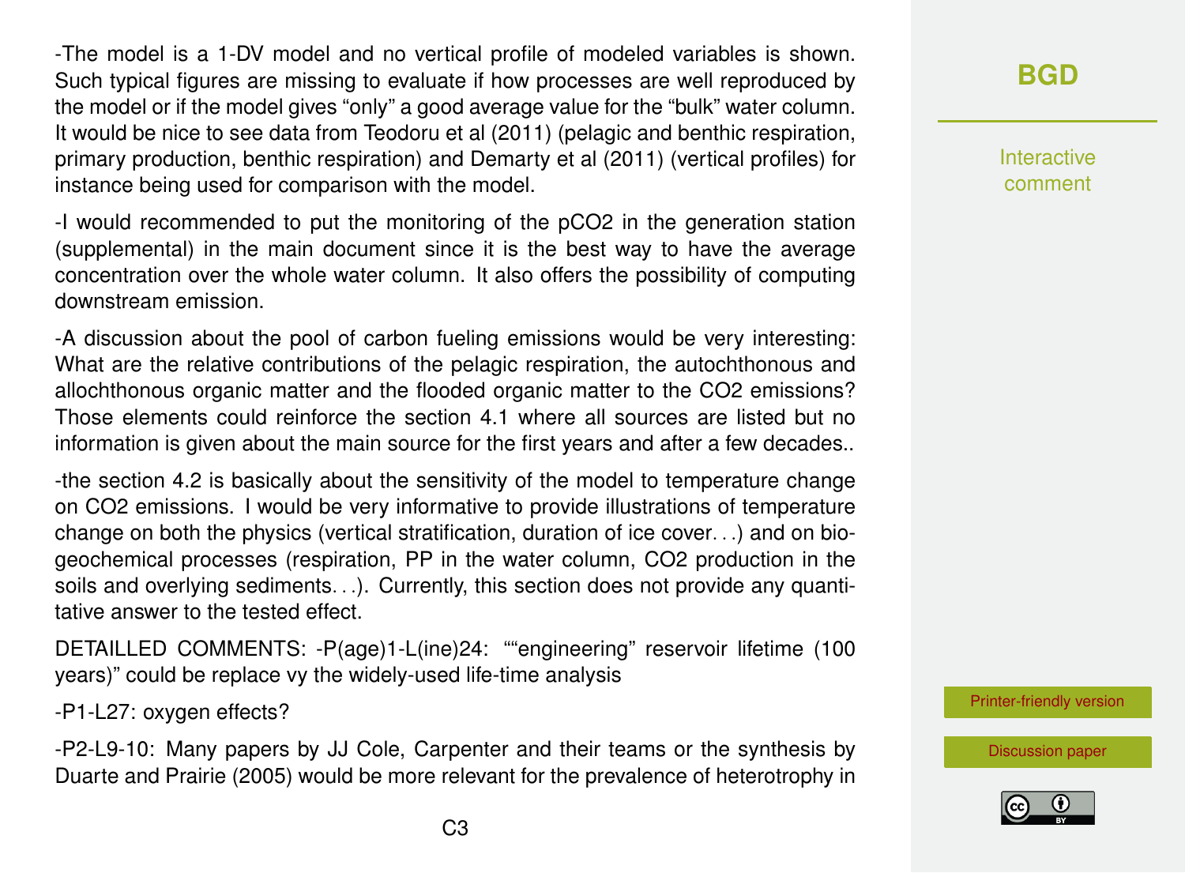-The model is a 1-DV model and no vertical profile of modeled variables is shown. Such typical figures are missing to evaluate if how processes are well reproduced by the model or if the model gives "only" a good average value for the "bulk" water column. It would be nice to see data from Teodoru et al (2011) (pelagic and benthic respiration, primary production, benthic respiration) and Demarty et al (2011) (vertical profiles) for instance being used for comparison with the model.

-I would recommended to put the monitoring of the pCO2 in the generation station (supplemental) in the main document since it is the best way to have the average concentration over the whole water column. It also offers the possibility of computing downstream emission.

-A discussion about the pool of carbon fueling emissions would be very interesting: What are the relative contributions of the pelagic respiration, the autochthonous and allochthonous organic matter and the flooded organic matter to the CO2 emissions? Those elements could reinforce the section 4.1 where all sources are listed but no information is given about the main source for the first years and after a few decades..

-the section 4.2 is basically about the sensitivity of the model to temperature change on CO2 emissions. I would be very informative to provide illustrations of temperature change on both the physics (vertical stratification, duration of ice cover. . .) and on biogeochemical processes (respiration, PP in the water column, CO2 production in the soils and overlying sediments. . .). Currently, this section does not provide any quantitative answer to the tested effect.

DETAILLED COMMENTS: -P(age)1-L(ine)24: ""engineering" reservoir lifetime (100 years)" could be replace vy the widely-used life-time analysis

-P1-L27: oxygen effects?

-P2-L9-10: Many papers by JJ Cole, Carpenter and their teams or the synthesis by Duarte and Prairie (2005) would be more relevant for the prevalence of heterotrophy in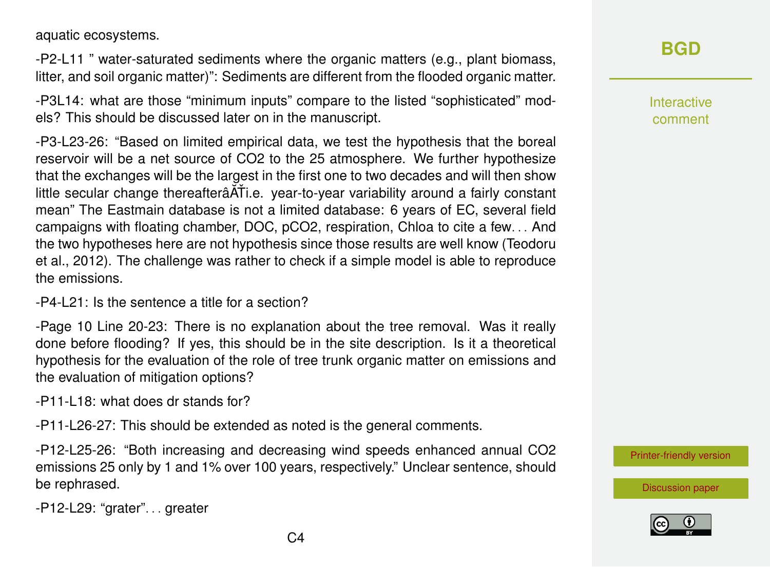aquatic ecosystems.

-P2-L11 " water-saturated sediments where the organic matters (e.g., plant biomass, litter, and soil organic matter)": Sediments are different from the flooded organic matter.

-P3L14: what are those "minimum inputs" compare to the listed "sophisticated" models? This should be discussed later on in the manuscript.

-P3-L23-26: "Based on limited empirical data, we test the hypothesis that the boreal reservoir will be a net source of $CO_2$ to the 25 atmosphere. We further hypothesize that the exchanges will be the largest in the first one to two decades and will then show little secular change thereafterâĂŤi.e. year-to-year variability around a fairly constant mean" The Eastmain database is not a limited database: 6 years of EC, several field campaigns with floating chamber, DOC, $pCO_2$, respiration, Chloa to cite a few. . . And the two hypotheses here are not hypothesis since those results are well know (Teodoru et al., 2012). The challenge was rather to check if a simple model is able to reproduce the emissions.

-P4-L21: Is the sentence a title for a section?

-Page 10 Line 20-23: There is no explanation about the tree removal. Was it really done before flooding? If yes, this should be in the site description. Is it a theoretical hypothesis for the evaluation of the role of tree trunk organic matter on emissions and the evaluation of mitigation options?

-P11-L18: what does dr stands for?

-P11-L26-27: This should be extended as noted is the general comments.

-P12-L25-26: "Both increasing and decreasing wind speeds enhanced annual $CO_2$ emissions 25 only by 1 and 1% over 100 years, respectively." Unclear sentence, should be rephrased.

-P12-L29: "grater". . . greater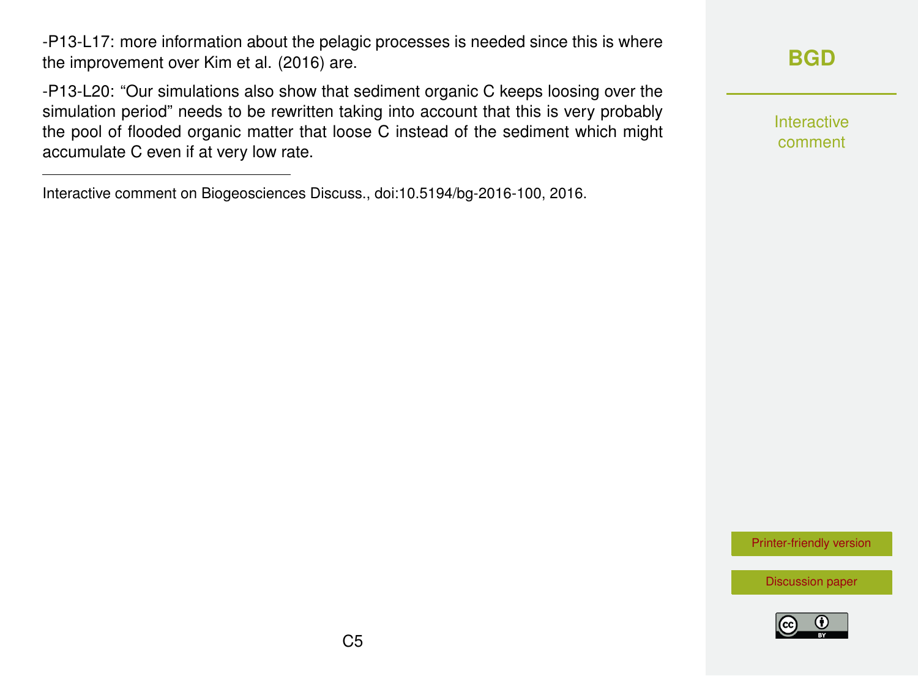-P13-L17: more information about the pelagic processes is needed since this is where the improvement over Kim et al. (2016) are.

-P13-L20: "Our simulations also show that sediment organic C keeps loosing over the simulation period" needs to be rewritten taking into account that this is very probably the pool of flooded organic matter that loose C instead of the sediment which might accumulate C even if at very low rate.

---

Interactive comment on Biogeosciences Discuss., doi:10.5194/bg-2016-100, 2016.